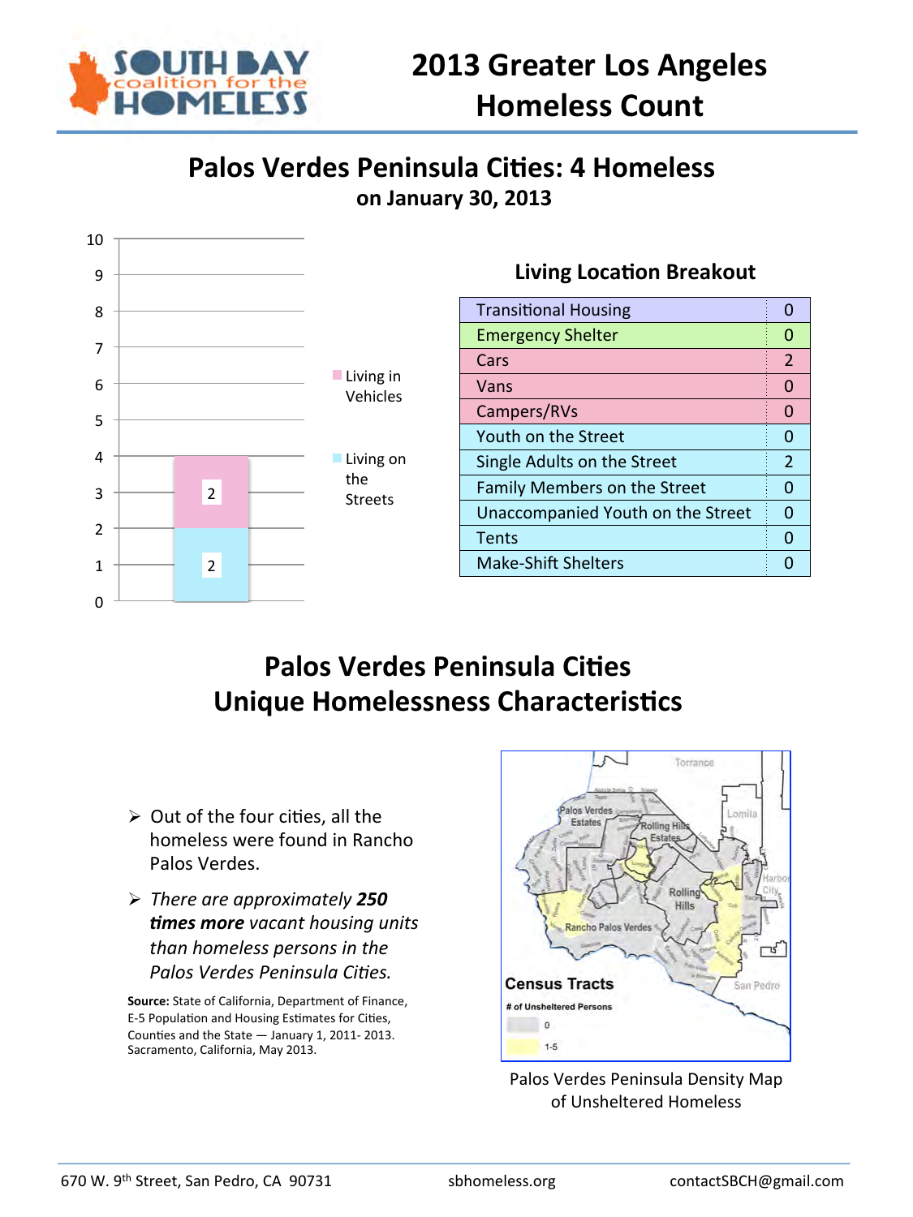# 2013 Greater Los Angeles Homeless Count

## Palos Verdes Peninsula Cities: 4 Homeless

**on January 30, 2013**

### Living Location Breakout

| Location | Count |
|---|---|
| Transitional Housing | 0 |
| Emergency Shelter | 0 |
| Cars | 2 |
| Vans | 0 |
| Campers/RVs | 0 |
| Youth on the Street | 0 |
| Single Adults on the Street | 2 |
| Family Members on the Street | 0 |
| Unaccompanied Youth on the Street | 0 |
| Tents | 0 |
| Make-Shift Shelters | 0 |

## Palos Verdes Peninsula Cities Unique Homelessness Characteristics

- Out of the four cities, all the homeless were found in Rancho Palos Verdes.
- *There are approximately **250 times more** vacant housing units than homeless persons in the Palos Verdes Peninsula Cities.*

**Source:** State of California, Department of Finance, E-5 Population and Housing Estimates for Cities, Counties and the State — January 1, 2011- 2013. Sacramento, California, May 2013.

Palos Verdes Peninsula Density Map of Unsheltered Homeless

670 W. 9th Street, San Pedro, CA 90731 | sbhomeless.org | contactSBCH@gmail.com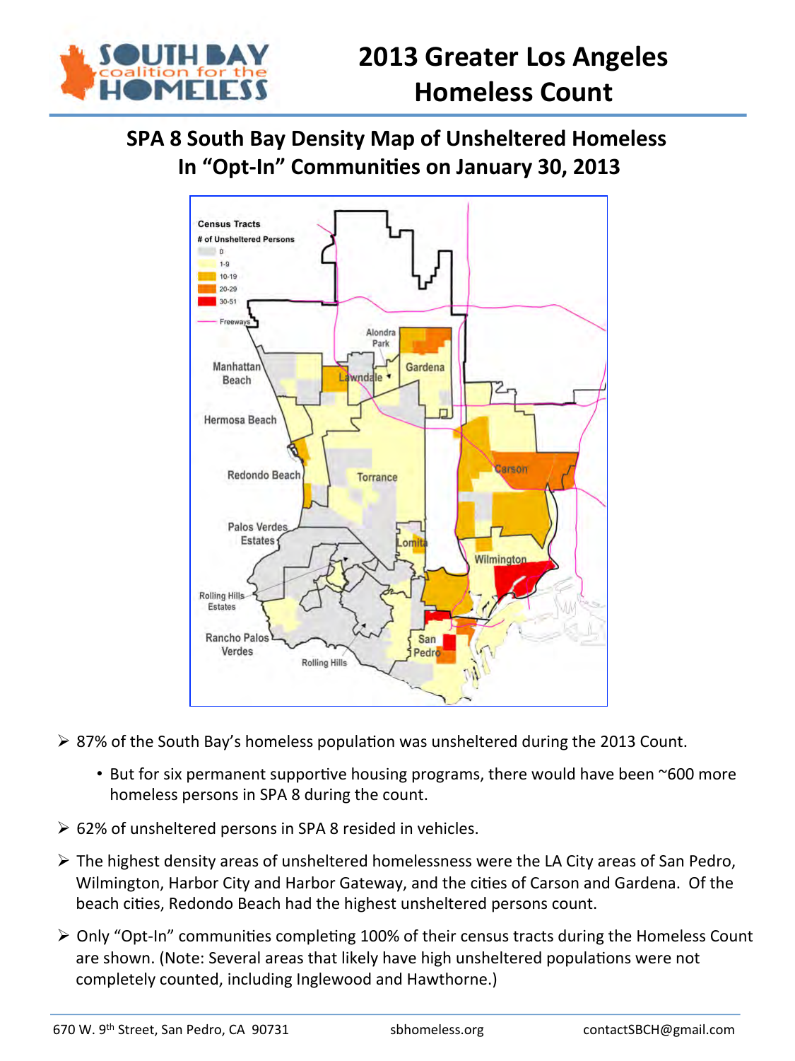# 2013 Greater Los Angeles Homeless Count

SOUTH BAY coalition for the HOMELESS

## SPA 8 South Bay Density Map of Unsheltered Homeless In "Opt-In" Communities on January 30, 2013

Census Tracts
# of Unsheltered Persons
0
1-9
10-19
20-29
30-51
Freeways

Manhattan Beach
Hermosa Beach
Redondo Beach
Palos Verdes Estates
Rolling Hills Estates
Rancho Palos Verdes
Rolling Hills
Alondra Park
Lawndale
Gardena
Torrance
Lomita
Carson
Wilmington
San Pedro

- 87% of the South Bay's homeless population was unsheltered during the 2013 Count.
  - But for six permanent supportive housing programs, there would have been ~600 more homeless persons in SPA 8 during the count.
- 62% of unsheltered persons in SPA 8 resided in vehicles.
- The highest density areas of unsheltered homelessness were the LA City areas of San Pedro, Wilmington, Harbor City and Harbor Gateway, and the cities of Carson and Gardena. Of the beach cities, Redondo Beach had the highest unsheltered persons count.
- Only "Opt-In" communities completing 100% of their census tracts during the Homeless Count are shown. (Note: Several areas that likely have high unsheltered populations were not completely counted, including Inglewood and Hawthorne.)

670 W. 9th Street, San Pedro, CA 90731 sbhomeless.org contactSBCH@gmail.com